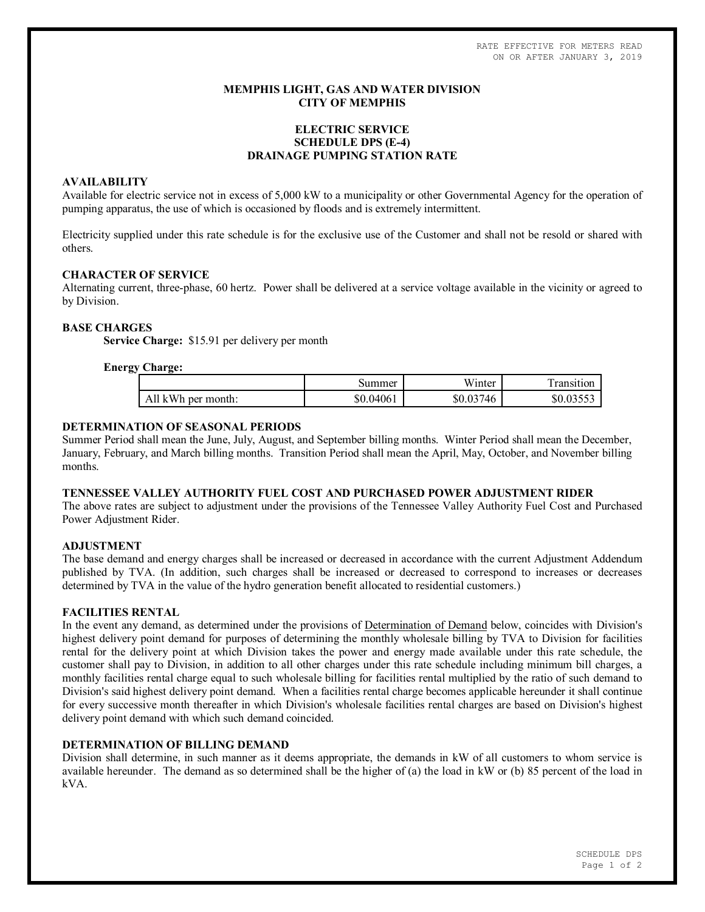RATE EFFECTIVE FOR METERS READ ON OR AFTER JANUARY 3, 2019

# MEMPHIS LIGHT, GAS AND WATER DIVISION
# CITY OF MEMPHIS

## ELECTRIC SERVICE
## SCHEDULE DPS (E-4)
## DRAINAGE PUMPING STATION RATE

### AVAILABILITY

Available for electric service not in excess of 5,000 kW to a municipality or other Governmental Agency for the operation of pumping apparatus, the use of which is occasioned by floods and is extremely intermittent.

Electricity supplied under this rate schedule is for the exclusive use of the Customer and shall not be resold or shared with others.

### CHARACTER OF SERVICE

Alternating current, three-phase, 60 hertz. Power shall be delivered at a service voltage available in the vicinity or agreed to by Division.

### BASE CHARGES

**Service Charge:** $15.91 per delivery per month

**Energy Charge:**

| | Summer | Winter | Transition |
|---|---|---|---|
| All kWh per month: | $0.04061 | $0.03746 | $0.03553 |

### DETERMINATION OF SEASONAL PERIODS

Summer Period shall mean the June, July, August, and September billing months. Winter Period shall mean the December, January, February, and March billing months. Transition Period shall mean the April, May, October, and November billing months.

### TENNESSEE VALLEY AUTHORITY FUEL COST AND PURCHASED POWER ADJUSTMENT RIDER

The above rates are subject to adjustment under the provisions of the Tennessee Valley Authority Fuel Cost and Purchased Power Adjustment Rider.

### ADJUSTMENT

The base demand and energy charges shall be increased or decreased in accordance with the current Adjustment Addendum published by TVA. (In addition, such charges shall be increased or decreased to correspond to increases or decreases determined by TVA in the value of the hydro generation benefit allocated to residential customers.)

### FACILITIES RENTAL

In the event any demand, as determined under the provisions of Determination of Demand below, coincides with Division's highest delivery point demand for purposes of determining the monthly wholesale billing by TVA to Division for facilities rental for the delivery point at which Division takes the power and energy made available under this rate schedule, the customer shall pay to Division, in addition to all other charges under this rate schedule including minimum bill charges, a monthly facilities rental charge equal to such wholesale billing for facilities rental multiplied by the ratio of such demand to Division's said highest delivery point demand. When a facilities rental charge becomes applicable hereunder it shall continue for every successive month thereafter in which Division's wholesale facilities rental charges are based on Division's highest delivery point demand with which such demand coincided.

### DETERMINATION OF BILLING DEMAND

Division shall determine, in such manner as it deems appropriate, the demands in kW of all customers to whom service is available hereunder. The demand as so determined shall be the higher of (a) the load in kW or (b) 85 percent of the load in kVA.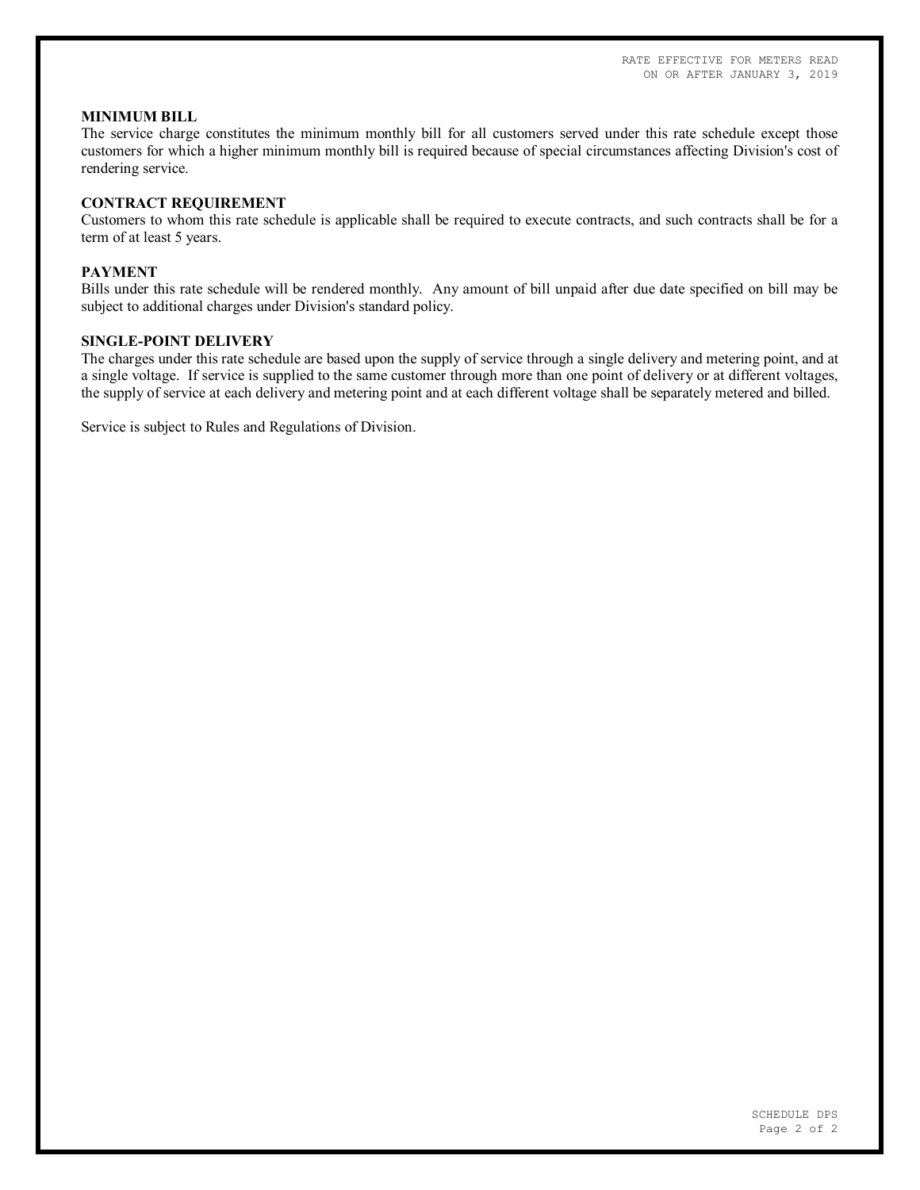RATE EFFECTIVE FOR METERS READ ON OR AFTER JANUARY 3, 2019

**MINIMUM BILL**

The service charge constitutes the minimum monthly bill for all customers served under this rate schedule except those customers for which a higher minimum monthly bill is required because of special circumstances affecting Division's cost of rendering service.

**CONTRACT REQUIREMENT**

Customers to whom this rate schedule is applicable shall be required to execute contracts, and such contracts shall be for a term of at least 5 years.

**PAYMENT**

Bills under this rate schedule will be rendered monthly. Any amount of bill unpaid after due date specified on bill may be subject to additional charges under Division's standard policy.

**SINGLE-POINT DELIVERY**

The charges under this rate schedule are based upon the supply of service through a single delivery and metering point, and at a single voltage. If service is supplied to the same customer through more than one point of delivery or at different voltages, the supply of service at each delivery and metering point and at each different voltage shall be separately metered and billed.

Service is subject to Rules and Regulations of Division.

SCHEDULE DPS